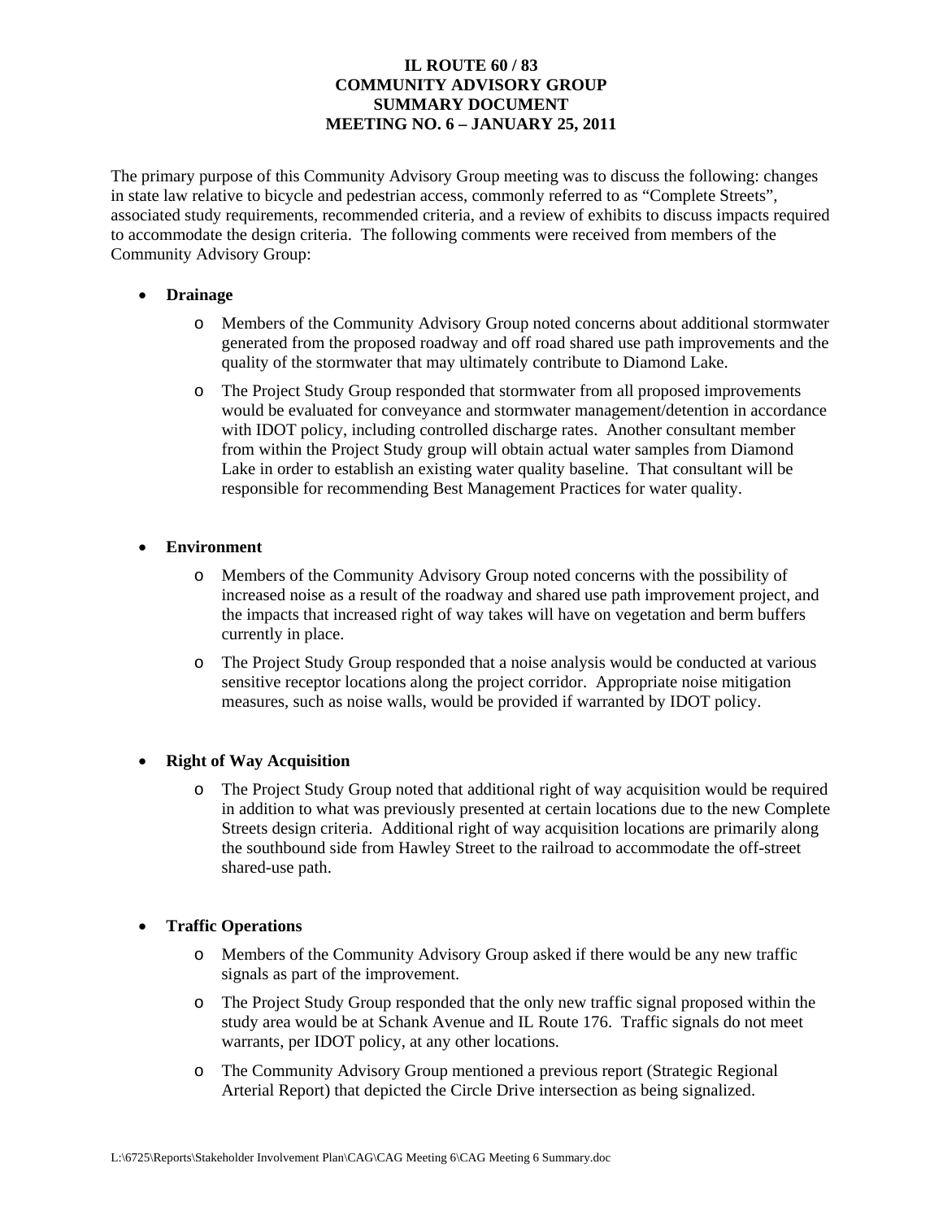# IL ROUTE 60 / 83
# COMMUNITY ADVISORY GROUP
# SUMMARY DOCUMENT
# MEETING NO. 6 – JANUARY 25, 2011

The primary purpose of this Community Advisory Group meeting was to discuss the following: changes in state law relative to bicycle and pedestrian access, commonly referred to as "Complete Streets", associated study requirements, recommended criteria, and a review of exhibits to discuss impacts required to accommodate the design criteria. The following comments were received from members of the Community Advisory Group:

- **Drainage**
  - Members of the Community Advisory Group noted concerns about additional stormwater generated from the proposed roadway and off road shared use path improvements and the quality of the stormwater that may ultimately contribute to Diamond Lake.
  - The Project Study Group responded that stormwater from all proposed improvements would be evaluated for conveyance and stormwater management/detention in accordance with IDOT policy, including controlled discharge rates. Another consultant member from within the Project Study group will obtain actual water samples from Diamond Lake in order to establish an existing water quality baseline. That consultant will be responsible for recommending Best Management Practices for water quality.

- **Environment**
  - Members of the Community Advisory Group noted concerns with the possibility of increased noise as a result of the roadway and shared use path improvement project, and the impacts that increased right of way takes will have on vegetation and berm buffers currently in place.
  - The Project Study Group responded that a noise analysis would be conducted at various sensitive receptor locations along the project corridor. Appropriate noise mitigation measures, such as noise walls, would be provided if warranted by IDOT policy.

- **Right of Way Acquisition**
  - The Project Study Group noted that additional right of way acquisition would be required in addition to what was previously presented at certain locations due to the new Complete Streets design criteria. Additional right of way acquisition locations are primarily along the southbound side from Hawley Street to the railroad to accommodate the off-street shared-use path.

- **Traffic Operations**
  - Members of the Community Advisory Group asked if there would be any new traffic signals as part of the improvement.
  - The Project Study Group responded that the only new traffic signal proposed within the study area would be at Schank Avenue and IL Route 176. Traffic signals do not meet warrants, per IDOT policy, at any other locations.
  - The Community Advisory Group mentioned a previous report (Strategic Regional Arterial Report) that depicted the Circle Drive intersection as being signalized.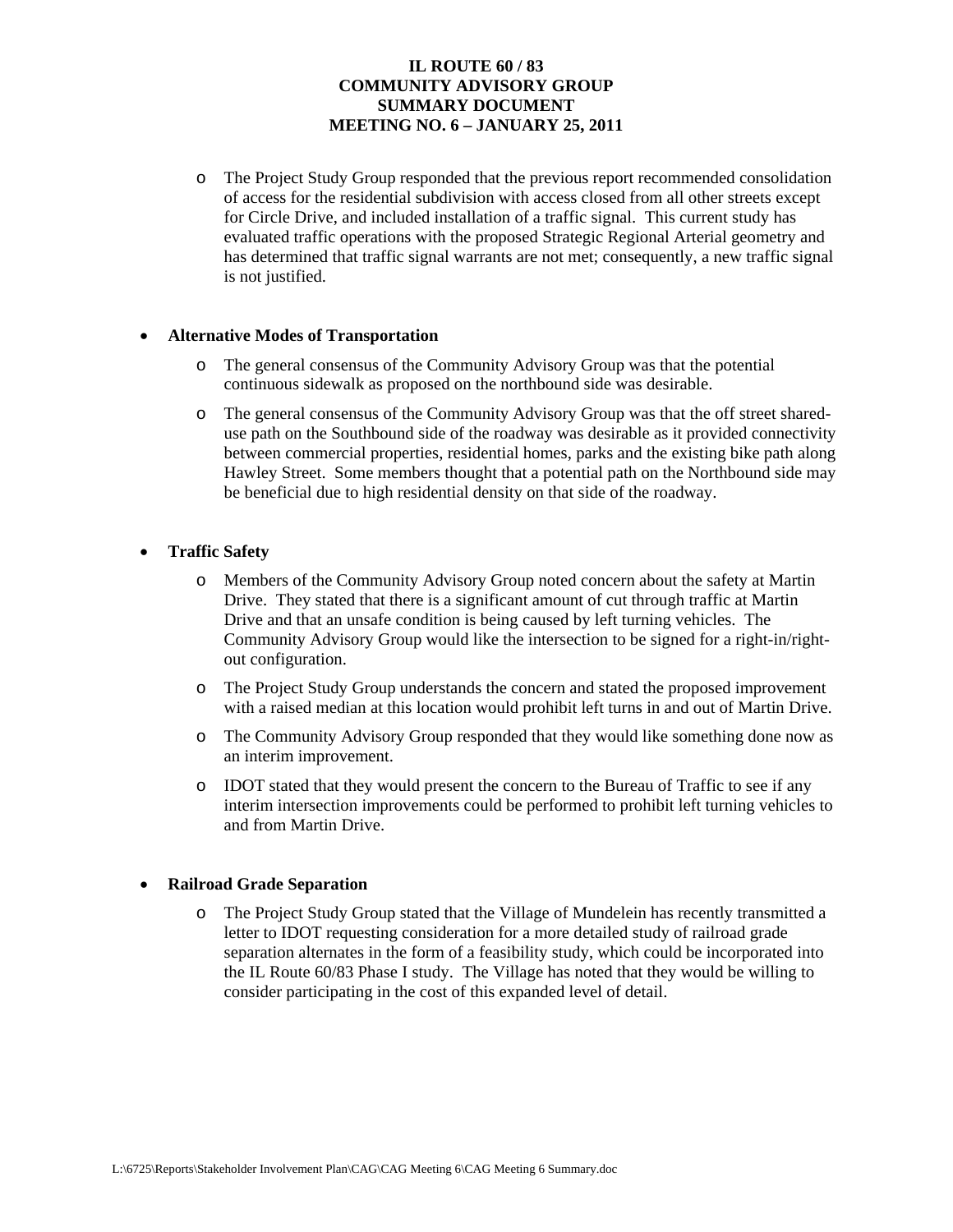- The Project Study Group responded that the previous report recommended consolidation of access for the residential subdivision with access closed from all other streets except for Circle Drive, and included installation of a traffic signal. This current study has evaluated traffic operations with the proposed Strategic Regional Arterial geometry and has determined that traffic signal warrants are not met; consequently, a new traffic signal is not justified.

- **Alternative Modes of Transportation**
  - The general consensus of the Community Advisory Group was that the potential continuous sidewalk as proposed on the northbound side was desirable.
  - The general consensus of the Community Advisory Group was that the off street shared-use path on the Southbound side of the roadway was desirable as it provided connectivity between commercial properties, residential homes, parks and the existing bike path along Hawley Street. Some members thought that a potential path on the Northbound side may be beneficial due to high residential density on that side of the roadway.

- **Traffic Safety**
  - Members of the Community Advisory Group noted concern about the safety at Martin Drive. They stated that there is a significant amount of cut through traffic at Martin Drive and that an unsafe condition is being caused by left turning vehicles. The Community Advisory Group would like the intersection to be signed for a right-in/right-out configuration.
  - The Project Study Group understands the concern and stated the proposed improvement with a raised median at this location would prohibit left turns in and out of Martin Drive.
  - The Community Advisory Group responded that they would like something done now as an interim improvement.
  - IDOT stated that they would present the concern to the Bureau of Traffic to see if any interim intersection improvements could be performed to prohibit left turning vehicles to and from Martin Drive.

- **Railroad Grade Separation**
  - The Project Study Group stated that the Village of Mundelein has recently transmitted a letter to IDOT requesting consideration for a more detailed study of railroad grade separation alternates in the form of a feasibility study, which could be incorporated into the IL Route 60/83 Phase I study. The Village has noted that they would be willing to consider participating in the cost of this expanded level of detail.